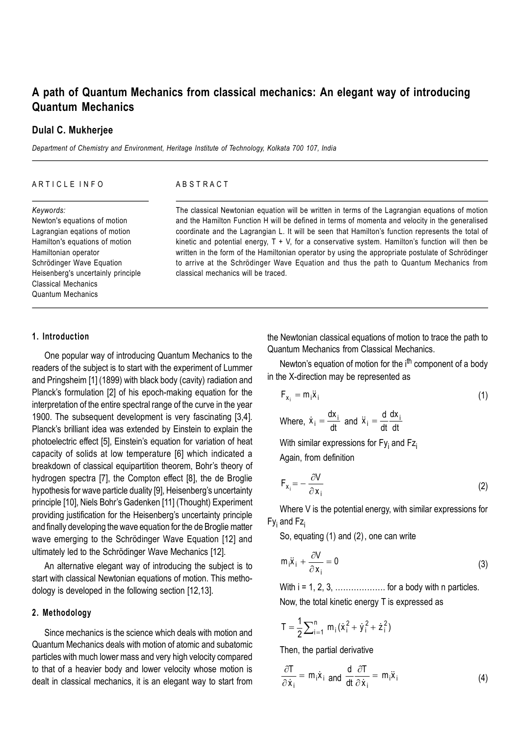# A path of Quantum Mechanics from classical mechanics: An elegant way of introducing Quantum Mechanics

**Dulal C. Mukherjee**

*Department of Chemistry and Environment, Heritage Institute of Technology, Kolkata 700 107, India*

ARTICLE INFO

*Keywords:*
Newton's equations of motion
Lagrangian eqations of motion
Hamilton's equations of motion
Hamiltonian operator
Schrödinger Wave Equation
Heisenberg's uncertainly principle
Classical Mechanics
Quantum Mechanics

ABSTRACT

The classical Newtonian equation will be written in terms of the Lagrangian equations of motion and the Hamilton Function H will be defined in terms of momenta and velocity in the generalised coordinate and the Lagrangian L. It will be seen that Hamilton's function represents the total of kinetic and potential energy, T + V, for a conservative system. Hamilton's function will then be written in the form of the Hamiltonian operator by using the appropriate postulate of Schrödinger to arrive at the Schrödinger Wave Equation and thus the path to Quantum Mechanics from classical mechanics will be traced.

## 1. Introduction

One popular way of introducing Quantum Mechanics to the readers of the subject is to start with the experiment of Lummer and Pringsheim [1] (1899) with black body (cavity) radiation and Planck's formulation [2] of his epoch-making equation for the interpretation of the entire spectral range of the curve in the year 1900. The subsequent development is very fascinating [3,4]. Planck's brilliant idea was extended by Einstein to explain the photoelectric effect [5], Einstein's equation for variation of heat capacity of solids at low temperature [6] which indicated a breakdown of classical equipartition theorem, Bohr's theory of hydrogen spectra [7], the Compton effect [8], the de Broglie hypothesis for wave particle duality [9], Heisenberg's uncertainty principle [10], Niels Bohr's Gadenken [11] (Thought) Experiment providing justification for the Heisenberg's uncertainty principle and finally developing the wave equation for the de Broglie matter wave emerging to the Schrödinger Wave Equation [12] and ultimately led to the Schrödinger Wave Mechanics [12].

An alternative elegant way of introducing the subject is to start with classical Newtonian equations of motion. This methodology is developed in the following section [12,13].

## 2. Methodology

Since mechanics is the science which deals with motion and Quantum Mechanics deals with motion of atomic and subatomic particles with much lower mass and very high velocity compared to that of a heavier body and lower velocity whose motion is dealt in classical mechanics, it is an elegant way to start from the Newtonian classical equations of motion to trace the path to Quantum Mechanics from Classical Mechanics.

Newton's equation of motion for the $i^{th}$ component of a body in the X-direction may be represented as

$$F_{x_i} = m_i \ddot{x}_i \tag{1}$$

Where, $\dot{x}_i = \frac{dx_i}{dt}$ and $\ddot{x}_i = \frac{d}{dt}\frac{dx_i}{dt}$

With similar expressions for $Fy_i$ and $Fz_i$

Again, from definition

$$F_{x_i} = -\frac{\partial V}{\partial x_i} \tag{2}$$

Where V is the potential energy, with similar expressions for $Fy_i$ and $Fz_i$

So, equating (1) and (2), one can write

$$m_i \ddot{x}_i + \frac{\partial V}{\partial x_i} = 0 \tag{3}$$

With i = 1, 2, 3, ………………. for a body with n particles.

Now, the total kinetic energy T is expressed as

$$T = \frac{1}{2}\sum_{i=1}^{n} m_i(\dot{x}_i^2 + \dot{y}_i^2 + \dot{z}_i^2)$$

Then, the partial derivative

$$\frac{\partial T}{\partial \dot{x}_i} = m_i \dot{x}_i \text{ and } \frac{d}{dt}\frac{\partial T}{\partial \dot{x}_i} = m_i \ddot{x}_i \tag{4}$$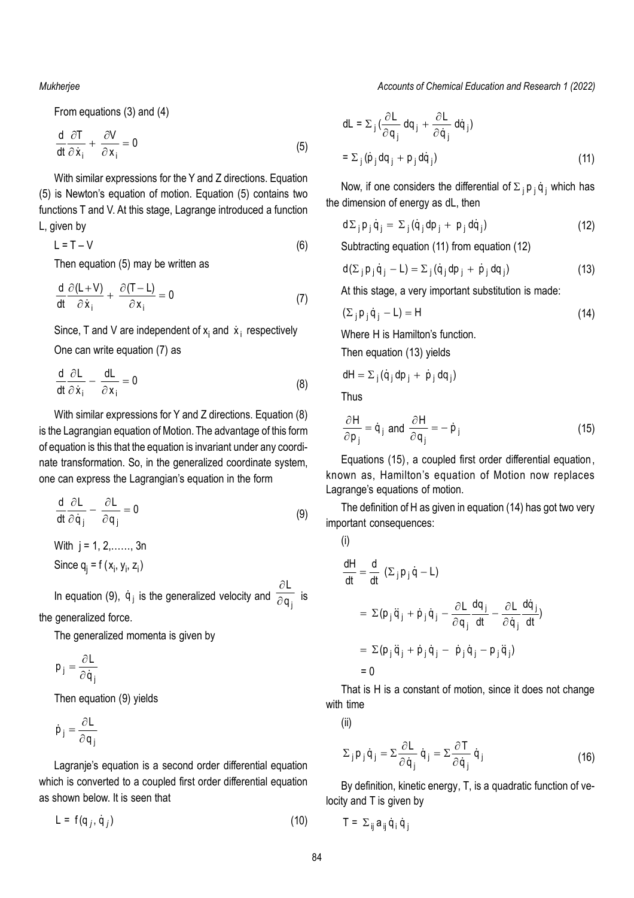From equations (3) and (4)

$$\frac{d}{dt}\frac{\partial T}{\partial \dot{x}_i} + \frac{\partial V}{\partial x_i} = 0 \tag{5}$$

With similar expressions for the Y and Z directions. Equation (5) is Newton's equation of motion. Equation (5) contains two functions T and V. At this stage, Lagrange introduced a function L, given by

$$L = T - V \tag{6}$$

Then equation (5) may be written as

$$\frac{d}{dt}\frac{\partial (L+V)}{\partial \dot{x}_i} + \frac{\partial (T-L)}{\partial x_i} = 0 \tag{7}$$

Since, T and V are independent of $x_i$ and $\dot{x}_i$ respectively

One can write equation (7) as

$$\frac{d}{dt}\frac{\partial L}{\partial \dot{x}_i} - \frac{dL}{\partial x_i} = 0 \tag{8}$$

With similar expressions for Y and Z directions. Equation (8) is the Lagrangian equation of Motion. The advantage of this form of equation is this that the equation is invariant under any coordinate transformation. So, in the generalized coordinate system, one can express the Lagrangian's equation in the form

$$\frac{d}{dt}\frac{\partial L}{\partial \dot{q}_j} - \frac{\partial L}{\partial q_j} = 0 \tag{9}$$

With $j = 1, 2, \ldots\ldots, 3n$

Since $q_j = f(x_i, y_i, z_i)$

In equation (9), $\dot{q}_j$ is the generalized velocity and $\frac{\partial L}{\partial q_j}$ is the generalized force.

The generalized momenta is given by

$$p_j = \frac{\partial L}{\partial \dot{q}_j}$$

Then equation (9) yields

$$\dot{p}_j = \frac{\partial L}{\partial q_j}$$

Lagranje's equation is a second order differential equation which is converted to a coupled first order differential equation as shown below. It is seen that

$$L = f(q_j, \dot{q}_j) \tag{10}$$

$$dL = \Sigma_j \left(\frac{\partial L}{\partial q_j} dq_j + \frac{\partial L}{\partial \dot{q}_j} d\dot{q}_j\right)$$

$$= \Sigma_j (\dot{p}_j dq_j + p_j d\dot{q}_j) \tag{11}$$

Now, if one considers the differential of $\Sigma_j p_j \dot{q}_j$ which has the dimension of energy as dL, then

$$d\Sigma_j p_j \dot{q}_j = \Sigma_j (\dot{q}_j dp_j + p_j d\dot{q}_j) \tag{12}$$

Subtracting equation (11) from equation (12)

$$d(\Sigma_j p_j \dot{q}_j - L) = \Sigma_j (\dot{q}_j dp_j + \dot{p}_j dq_j) \tag{13}$$

At this stage, a very important substitution is made:

$$(\Sigma_j p_j \dot{q}_j - L) = H \tag{14}$$

Where H is Hamilton's function.

Then equation (13) yields

$$dH = \Sigma_j (\dot{q}_j dp_j + \dot{p}_j dq_j)$$

Thus

$$\frac{\partial H}{\partial p_j} = \dot{q}_j \text{ and } \frac{\partial H}{\partial q_j} = -\dot{p}_j \tag{15}$$

Equations (15), a coupled first order differential equation, known as, Hamilton's equation of Motion now replaces Lagrange's equations of motion.

The definition of H as given in equation (14) has got two very important consequences:

(i)

$$\frac{dH}{dt} = \frac{d}{dt}(\Sigma_j p_j \dot{q} - L)$$

$$= \Sigma(p_j \ddot{q}_j + \dot{p}_j \dot{q}_j - \frac{\partial L}{\partial q_j}\frac{dq_j}{dt} - \frac{\partial L}{\partial \dot{q}_j}\frac{d\dot{q}_j}{dt})$$

$$= \Sigma(p_j \ddot{q}_j + \dot{p}_j \dot{q}_j - \dot{p}_j \dot{q}_j - p_j \ddot{q}_j)$$

$$= 0$$

That is H is a constant of motion, since it does not change with time

(ii)

$$\Sigma_j p_j \dot{q}_j = \Sigma \frac{\partial L}{\partial \dot{q}_j} \dot{q}_j = \Sigma \frac{\partial T}{\partial \dot{q}_j} \dot{q}_j \tag{16}$$

By definition, kinetic energy, T, is a quadratic function of velocity and T is given by

$$T = \Sigma_{ij} a_{ij} \dot{q}_i \dot{q}_j$$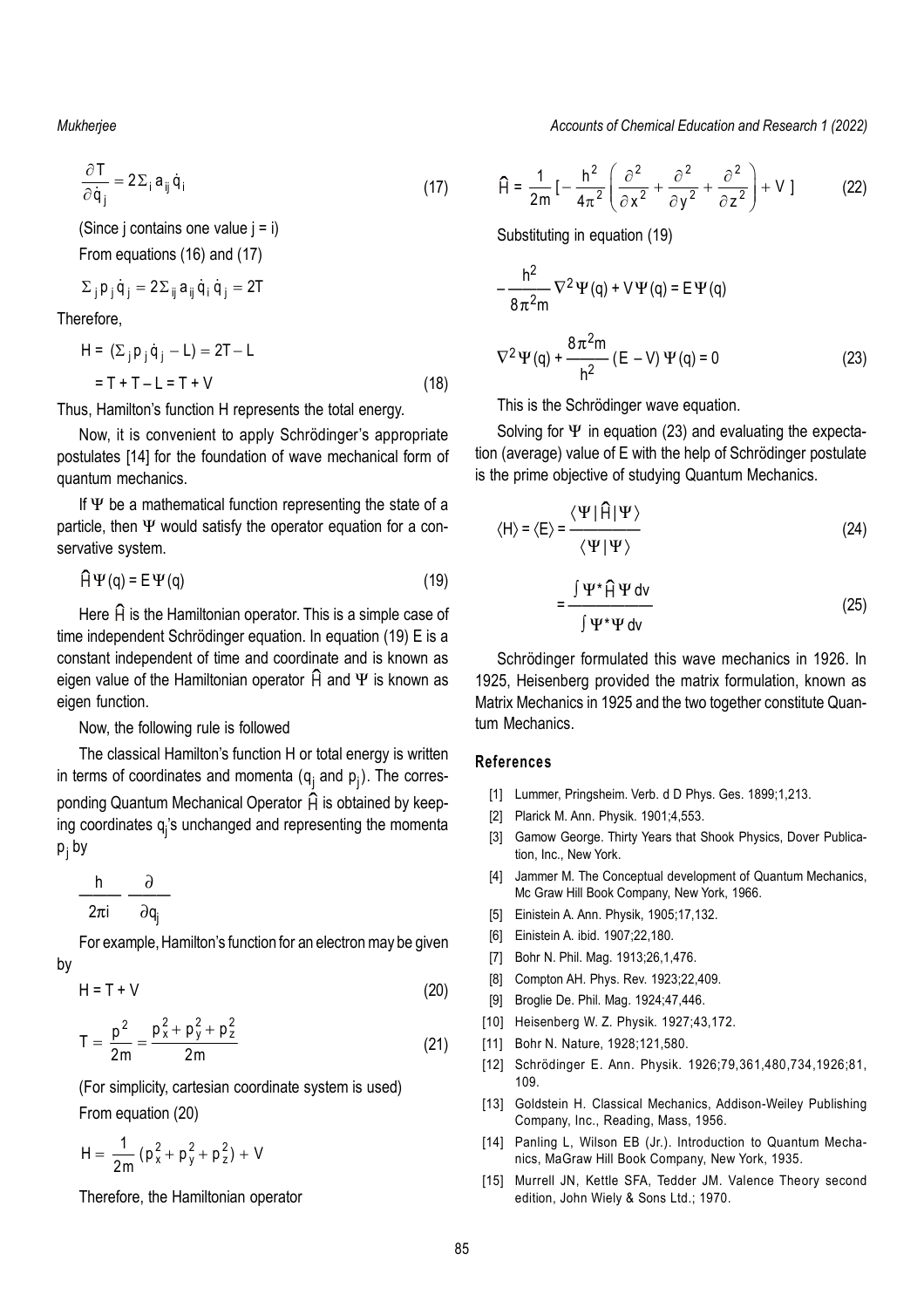$$\frac{\partial T}{\partial \dot{q}_j} = 2\Sigma_i a_{ij} \dot{q}_i \tag{17}$$

(Since j contains one value j = i)

From equations (16) and (17)

$$\Sigma_j p_j \dot{q}_j = 2\Sigma_{ij} a_{ij} \dot{q}_i \dot{q}_j = 2T$$

Therefore,

$$H = (\Sigma_j p_j \dot{q}_j - L) = 2T - L$$

$$= T + T - L = T + V \tag{18}$$

Thus, Hamilton's function H represents the total energy.

Now, it is convenient to apply Schrödinger's appropriate postulates [14] for the foundation of wave mechanical form of quantum mechanics.

If $\Psi$ be a mathematical function representing the state of a particle, then $\Psi$ would satisfy the operator equation for a conservative system.

$$\hat{H}\Psi(q) = E\Psi(q) \tag{19}$$

Here $\hat{H}$ is the Hamiltonian operator. This is a simple case of time independent Schrödinger equation. In equation (19) E is a constant independent of time and coordinate and is known as eigen value of the Hamiltonian operator $\hat{H}$ and $\Psi$ is known as eigen function.

Now, the following rule is followed

The classical Hamilton's function H or total energy is written in terms of coordinates and momenta ($q_j$ and $p_j$). The corresponding Quantum Mechanical Operator $\hat{H}$ is obtained by keeping coordinates $q_j$'s unchanged and representing the momenta $p_j$ by

$$\frac{h}{2\pi i} \frac{\partial}{\partial q_j}$$

For example, Hamilton's function for an electron may be given by

$$H = T + V \tag{20}$$

$$T = \frac{p^2}{2m} = \frac{p_x^2 + p_y^2 + p_z^2}{2m} \tag{21}$$

(For simplicity, cartesian coordinate system is used)

From equation (20)

$$H = \frac{1}{2m}(p_x^2 + p_y^2 + p_z^2) + V$$

Therefore, the Hamiltonian operator

$$\hat{H} = \frac{1}{2m}\left[-\frac{h^2}{4\pi^2}\left(\frac{\partial^2}{\partial x^2} + \frac{\partial^2}{\partial y^2} + \frac{\partial^2}{\partial z^2}\right) + V\right] \tag{22}$$

Substituting in equation (19)

$$-\frac{h^2}{8\pi^2 m}\nabla^2\Psi(q) + V\Psi(q) = E\Psi(q)$$

$$\nabla^2\Psi(q) + \frac{8\pi^2 m}{h^2}(E - V)\Psi(q) = 0 \tag{23}$$

This is the Schrödinger wave equation.

Solving for $\Psi$ in equation (23) and evaluating the expectation (average) value of E with the help of Schrödinger postulate is the prime objective of studying Quantum Mechanics.

$$\langle H \rangle = \langle E \rangle = \frac{\langle \Psi | \hat{H} | \Psi \rangle}{\langle \Psi | \Psi \rangle} \tag{24}$$

$$= \frac{\int \Psi^* \hat{H} \Psi \, dv}{\int \Psi^* \Psi \, dv} \tag{25}$$

Schrödinger formulated this wave mechanics in 1926. In 1925, Heisenberg provided the matrix formulation, known as Matrix Mechanics in 1925 and the two together constitute Quantum Mechanics.

## References

[1] Lummer, Pringsheim. Verb. d D Phys. Ges. 1899;1,213.

[2] Plarick M. Ann. Physik. 1901;4,553.

[3] Gamow George. Thirty Years that Shook Physics, Dover Publication, Inc., New York.

[4] Jammer M. The Conceptual development of Quantum Mechanics, Mc Graw Hill Book Company, New York, 1966.

[5] Einistein A. Ann. Physik, 1905;17,132.

[6] Einistein A. ibid. 1907;22,180.

[7] Bohr N. Phil. Mag. 1913;26,1,476.

[8] Compton AH. Phys. Rev. 1923;22,409.

[9] Broglie De. Phil. Mag. 1924;47,446.

[10] Heisenberg W. Z. Physik. 1927;43,172.

[11] Bohr N. Nature, 1928;121,580.

[12] Schrödinger E. Ann. Physik. 1926;79,361,480,734,1926;81, 109.

[13] Goldstein H. Classical Mechanics, Addison-Weiley Publishing Company, Inc., Reading, Mass, 1956.

[14] Panling L, Wilson EB (Jr.). Introduction to Quantum Mechanics, MaGraw Hill Book Company, New York, 1935.

[15] Murrell JN, Kettle SFA, Tedder JM. Valence Theory second edition, John Wiely & Sons Ltd.; 1970.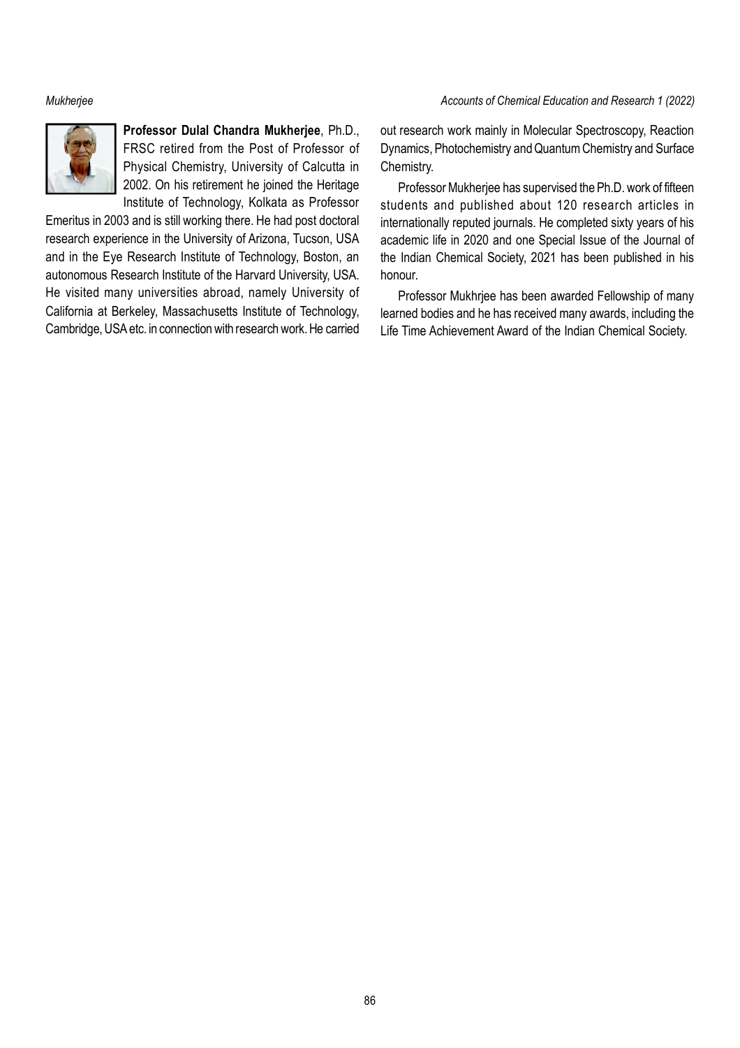**Professor Dulal Chandra Mukherjee**, Ph.D., FRSC retired from the Post of Professor of Physical Chemistry, University of Calcutta in 2002. On his retirement he joined the Heritage Institute of Technology, Kolkata as Professor Emeritus in 2003 and is still working there. He had post doctoral research experience in the University of Arizona, Tucson, USA and in the Eye Research Institute of Technology, Boston, an autonomous Research Institute of the Harvard University, USA. He visited many universities abroad, namely University of California at Berkeley, Massachusetts Institute of Technology, Cambridge, USA etc. in connection with research work. He carried out research work mainly in Molecular Spectroscopy, Reaction Dynamics, Photochemistry and Quantum Chemistry and Surface Chemistry.

Professor Mukherjee has supervised the Ph.D. work of fifteen students and published about 120 research articles in internationally reputed journals. He completed sixty years of his academic life in 2020 and one Special Issue of the Journal of the Indian Chemical Society, 2021 has been published in his honour.

Professor Mukhrjee has been awarded Fellowship of many learned bodies and he has received many awards, including the Life Time Achievement Award of the Indian Chemical Society.